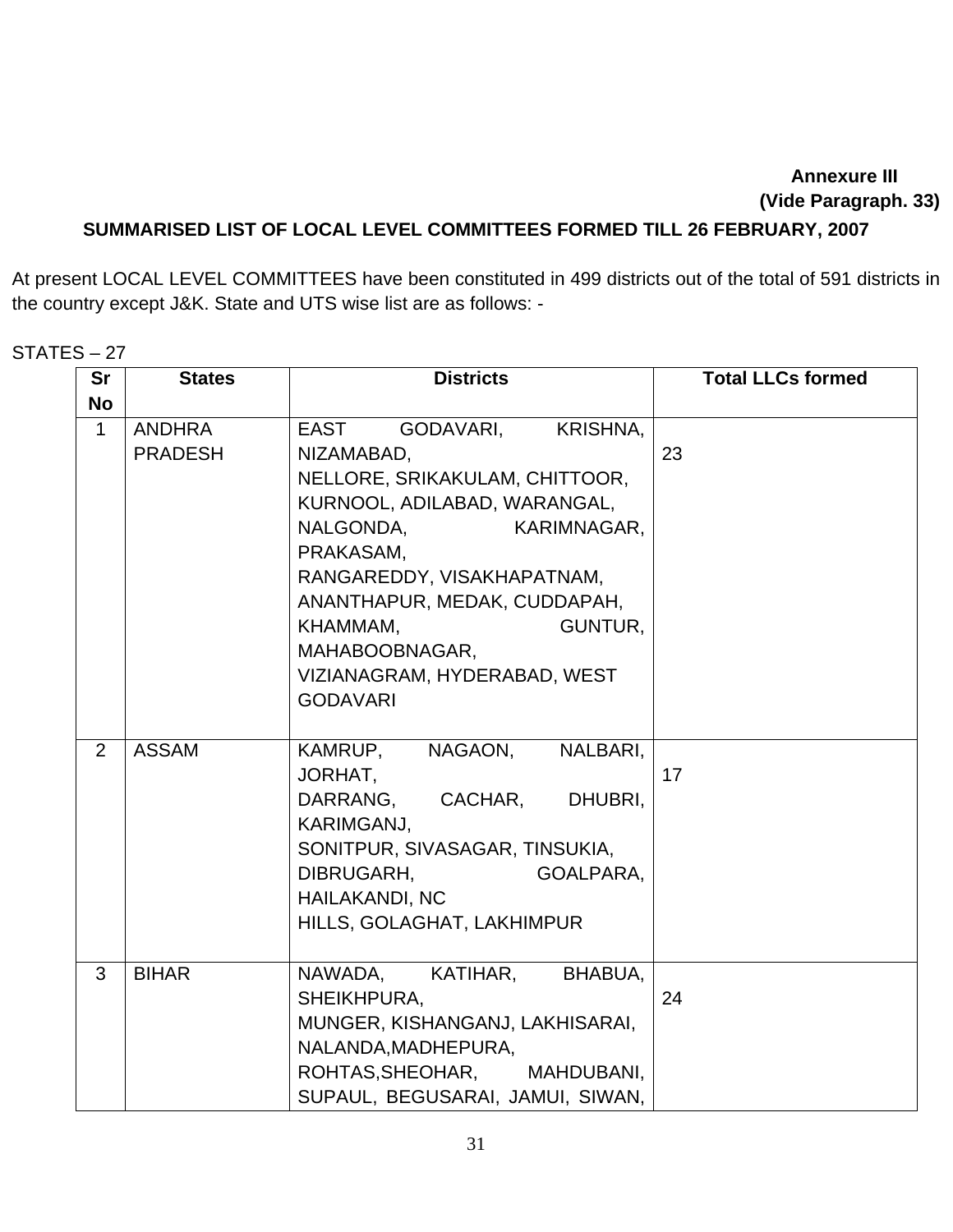**Annexure III**
**(Vide Paragraph. 33)**

**SUMMARISED LIST OF LOCAL LEVEL COMMITTEES FORMED TILL 26 FEBRUARY, 2007**

At present LOCAL LEVEL COMMITTEES have been constituted in 499 districts out of the total of 591 districts in the country except J&K. State and UTS wise list are as follows: -

STATES – 27

| Sr No | States | Districts | Total LLCs formed |
|---|---|---|---|
| 1 | ANDHRA PRADESH | EAST GODAVARI, KRISHNA, NIZAMABAD, NELLORE, SRIKAKULAM, CHITTOOR, KURNOOL, ADILABAD, WARANGAL, NALGONDA, KARIMNAGAR, PRAKASAM, RANGAREDDY, VISAKHAPATNAM, ANANTHAPUR, MEDAK, CUDDAPAH, KHAMMAM, GUNTUR, MAHABOOBNAGAR, VIZIANAGRAM, HYDERABAD, WEST GODAVARI | 23 |
| 2 | ASSAM | KAMRUP, NAGAON, NALBARI, JORHAT, DARRANG, CACHAR, DHUBRI, KARIMGANJ, SONITPUR, SIVASAGAR, TINSUKIA, DIBRUGARH, GOALPARA, HAILAKANDI, NC HILLS, GOLAGHAT, LAKHIMPUR | 17 |
| 3 | BIHAR | NAWADA, KATIHAR, BHABUA, SHEIKHPURA, MUNGER, KISHANGANJ, LAKHISARAI, NALANDA,MADHEPURA, ROHTAS,SHEOHAR, MAHDUBANI, SUPAUL, BEGUSARAI, JAMUI, SIWAN, | 24 |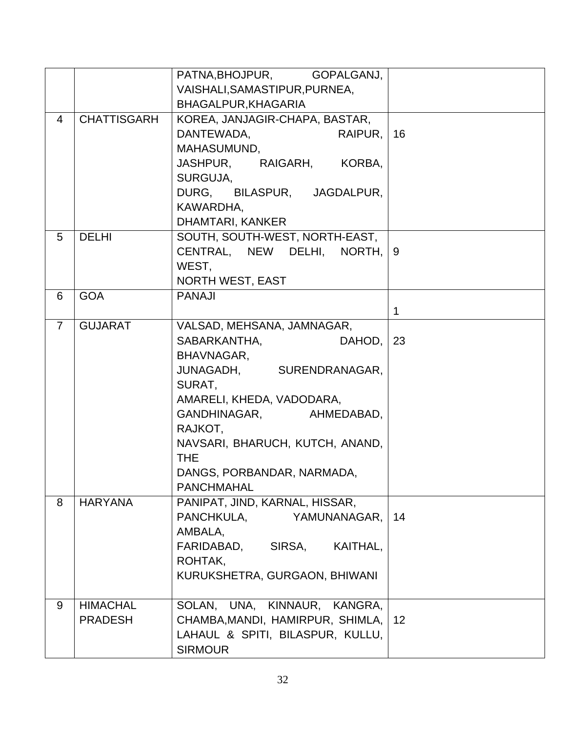| | | | |
|---|---|---|---|
| | | PATNA,BHOJPUR, GOPALGANJ, VAISHALI,SAMASTIPUR,PURNEA, BHAGALPUR,KHAGARIA | |
| 4 | CHATTISGARH | KOREA, JANJAGIR-CHAPA, BASTAR, DANTEWADA, RAIPUR, MAHASUMUND, JASHPUR, RAIGARH, KORBA, SURGUJA, DURG, BILASPUR, JAGDALPUR, KAWARDHA, DHAMTARI, KANKER | 16 |
| 5 | DELHI | SOUTH, SOUTH-WEST, NORTH-EAST, CENTRAL, NEW DELHI, NORTH, WEST, NORTH WEST, EAST | 9 |
| 6 | GOA | PANAJI | 1 |
| 7 | GUJARAT | VALSAD, MEHSANA, JAMNAGAR, SABARKANTHA, DAHOD, BHAVNAGAR, JUNAGADH, SURENDRANAGAR, SURAT, AMARELI, KHEDA, VADODARA, GANDHINAGAR, AHMEDABAD, RAJKOT, NAVSARI, BHARUCH, KUTCH, ANAND, THE DANGS, PORBANDAR, NARMADA, PANCHMAHAL | 23 |
| 8 | HARYANA | PANIPAT, JIND, KARNAL, HISSAR, PANCHKULA, YAMUNANAGAR, AMBALA, FARIDABAD, SIRSA, KAITHAL, ROHTAK, KURUKSHETRA, GURGAON, BHIWANI | 14 |
| 9 | HIMACHAL PRADESH | SOLAN, UNA, KINNAUR, KANGRA, CHAMBA,MANDI, HAMIRPUR, SHIMLA, LAHAUL & SPITI, BILASPUR, KULLU, SIRMOUR | 12 |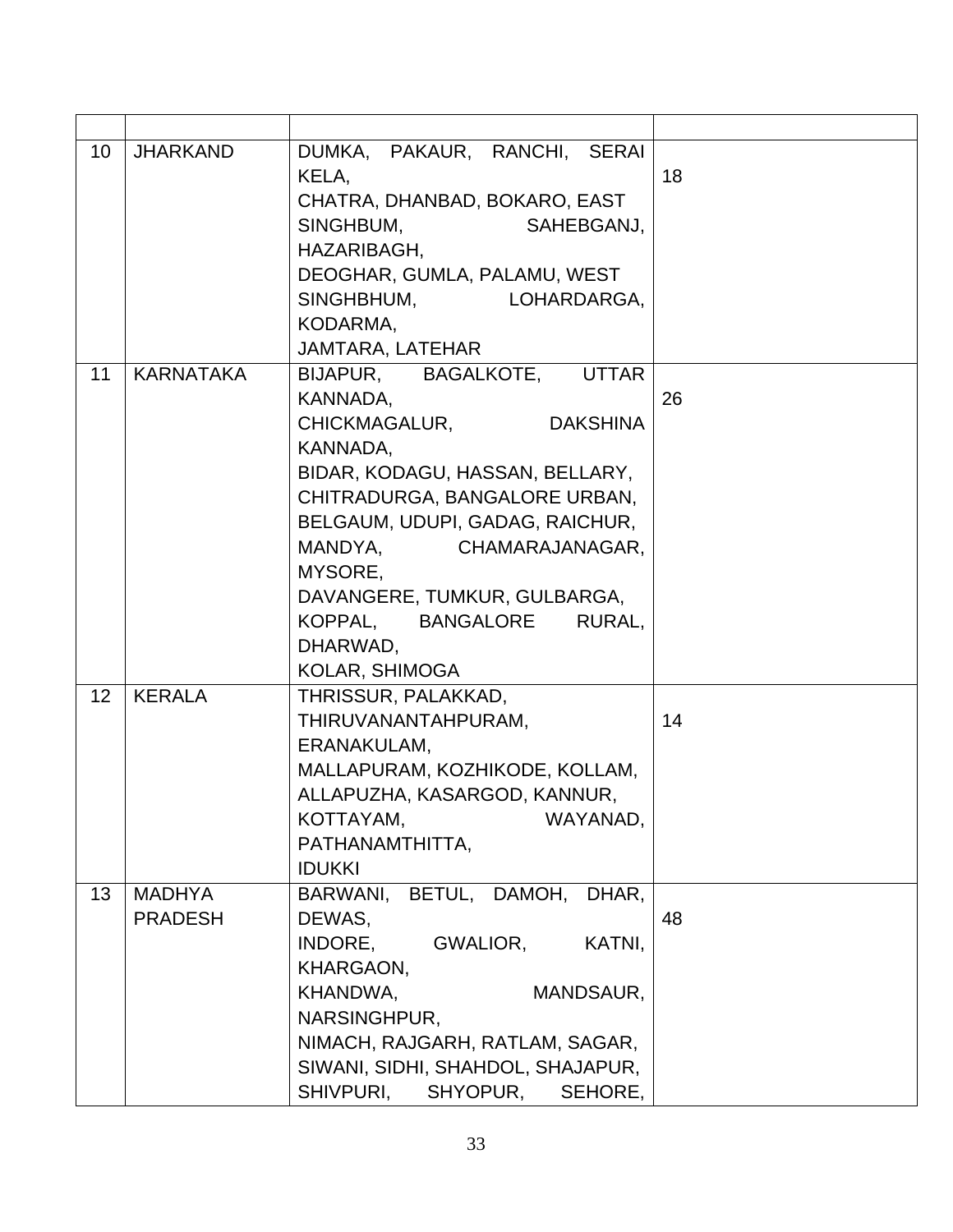| | | | |
|---|---|---|---|
| 10 | JHARKAND | DUMKA, PAKAUR, RANCHI, SERAI KELA, CHATRA, DHANBAD, BOKARO, EAST SINGHBUM, SAHEBGANJ, HAZARIBAGH, DEOGHAR, GUMLA, PALAMU, WEST SINGHBHUM, LOHARDARGA, KODARMA, JAMTARA, LATEHAR | 18 |
| 11 | KARNATAKA | BIJAPUR, BAGALKOTE, UTTAR KANNADA, CHICKMAGALUR, DAKSHINA KANNADA, BIDAR, KODAGU, HASSAN, BELLARY, CHITRADURGA, BANGALORE URBAN, BELGAUM, UDUPI, GADAG, RAICHUR, MANDYA, CHAMARAJANAGAR, MYSORE, DAVANGERE, TUMKUR, GULBARGA, KOPPAL, BANGALORE RURAL, DHARWAD, KOLAR, SHIMOGA | 26 |
| 12 | KERALA | THRISSUR, PALAKKAD, THIRUVANANTAHPURAM, ERANAKULAM, MALLAPURAM, KOZHIKODE, KOLLAM, ALLAPUZHA, KASARGOD, KANNUR, KOTTAYAM, WAYANAD, PATHANAMTHITTA, IDUKKI | 14 |
| 13 | MADHYA PRADESH | BARWANI, BETUL, DAMOH, DHAR, DEWAS, INDORE, GWALIOR, KATNI, KHARGAON, KHANDWA, MANDSAUR, NARSINGHPUR, NIMACH, RAJGARH, RATLAM, SAGAR, SIWANI, SIDHI, SHAHDOL, SHAJAPUR, SHIVPURI, SHYOPUR, SEHORE, | 48 |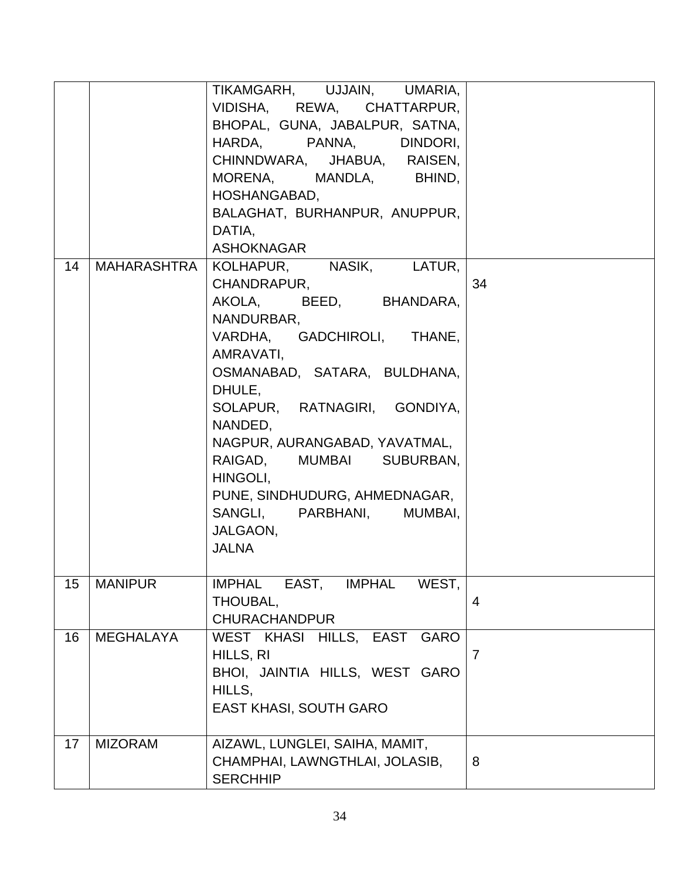| | | | |
|---|---|---|---|
| | | TIKAMGARH, UJJAIN, UMARIA, VIDISHA, REWA, CHATTARPUR, BHOPAL, GUNA, JABALPUR, SATNA, HARDA, PANNA, DINDORI, CHINNDWARA, JHABUA, RAISEN, MORENA, MANDLA, BHIND, HOSHANGABAD, BALAGHAT, BURHANPUR, ANUPPUR, DATIA, ASHOKNAGAR | |
| 14 | MAHARASHTRA | KOLHAPUR, NASIK, LATUR, CHANDRAPUR, AKOLA, BEED, BHANDARA, NANDURBAR, VARDHA, GADCHIROLI, THANE, AMRAVATI, OSMANABAD, SATARA, BULDHANA, DHULE, SOLAPUR, RATNAGIRI, GONDIYA, NANDED, NAGPUR, AURANGABAD, YAVATMAL, RAIGAD, MUMBAI SUBURBAN, HINGOLI, PUNE, SINDHUDURG, AHMEDNAGAR, SANGLI, PARBHANI, MUMBAI, JALGAON, JALNA | 34 |
| 15 | MANIPUR | IMPHAL EAST, IMPHAL WEST, THOUBAL, CHURACHANDPUR | 4 |
| 16 | MEGHALAYA | WEST KHASI HILLS, EAST GARO HILLS, RI BHOI, JAINTIA HILLS, WEST GARO HILLS, EAST KHASI, SOUTH GARO | 7 |
| 17 | MIZORAM | AIZAWL, LUNGLEI, SAIHA, MAMIT, CHAMPHAI, LAWNGTHLAI, JOLASIB, SERCHHIP | 8 |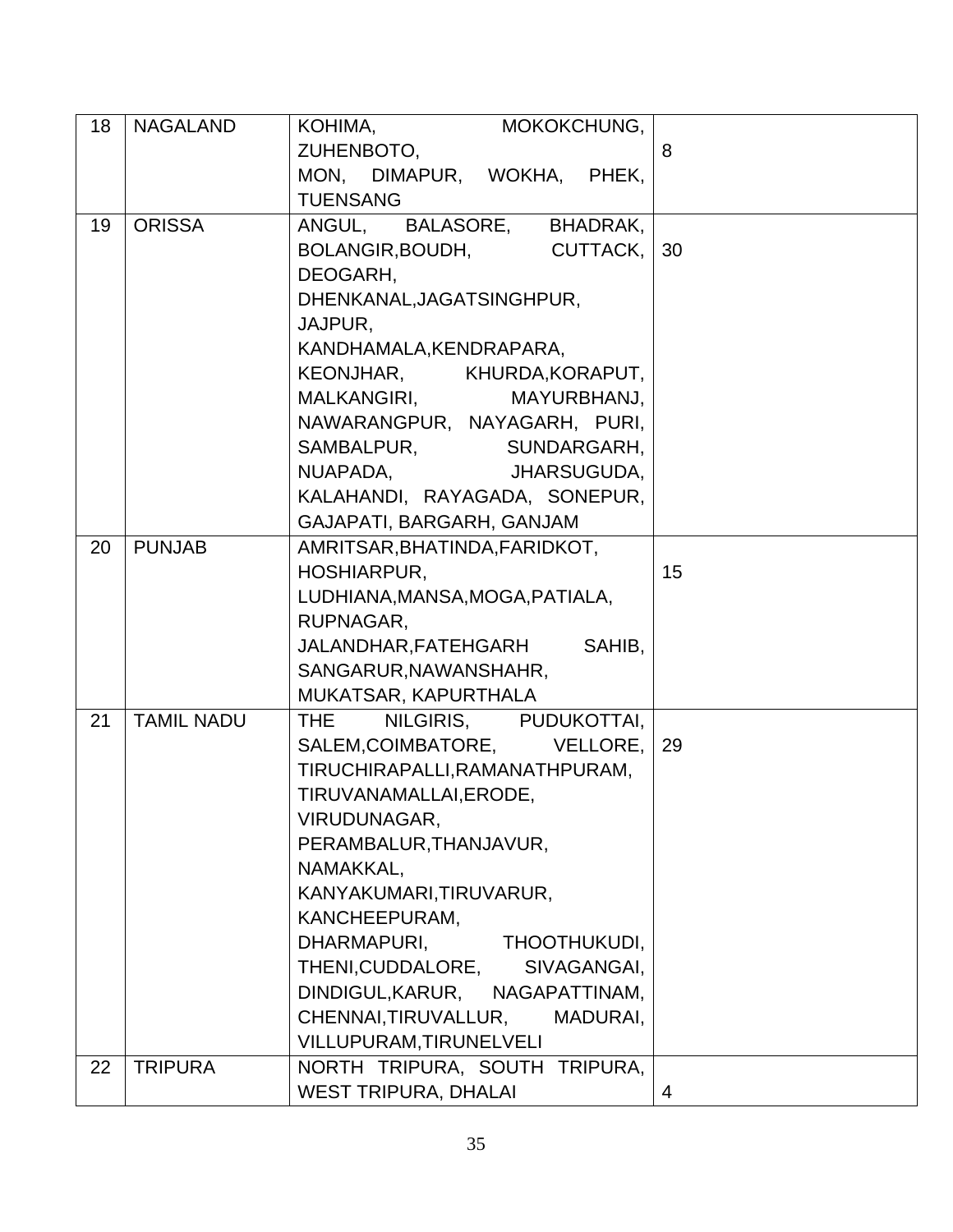| 18 | NAGALAND | KOHIMA, MOKOKCHUNG, ZUHENBOTO, MON, DIMAPUR, WOKHA, PHEK, TUENSANG | 8 |
|---|---|---|---|
| 19 | ORISSA | ANGUL, BALASORE, BHADRAK, BOLANGIR,BOUDH, CUTTACK, DEOGARH, DHENKANAL,JAGATSINGHPUR, JAJPUR, KANDHAMALA,KENDRAPARA, KEONJHAR, KHURDA,KORAPUT, MALKANGIRI, MAYURBHANJ, NAWARANGPUR, NAYAGARH, PURI, SAMBALPUR, SUNDARGARH, NUAPADA, JHARSUGUDA, KALAHANDI, RAYAGADA, SONEPUR, GAJAPATI, BARGARH, GANJAM | 30 |
| 20 | PUNJAB | AMRITSAR,BHATINDA,FARIDKOT, HOSHIARPUR, LUDHIANA,MANSA,MOGA,PATIALA, RUPNAGAR, JALANDHAR,FATEHGARH SAHIB, SANGARUR,NAWANSHAHR, MUKATSAR, KAPURTHALA | 15 |
| 21 | TAMIL NADU | THE NILGIRIS, PUDUKOTTAI, SALEM,COIMBATORE, VELLORE, TIRUCHIRAPALLI,RAMANATHPURAM, TIRUVANAMALLAI,ERODE, VIRUDUNAGAR, PERAMBALUR,THANJAVUR, NAMAKKAL, KANYAKUMARI,TIRUVARUR, KANCHEEPURAM, DHARMAPURI, THOOTHUKUDI, THENI,CUDDALORE, SIVAGANGAI, DINDIGUL,KARUR, NAGAPATTINAM, CHENNAI,TIRUVALLUR, MADURAI, VILLUPURAM,TIRUNELVELI | 29 |
| 22 | TRIPURA | NORTH TRIPURA, SOUTH TRIPURA, WEST TRIPURA, DHALAI | 4 |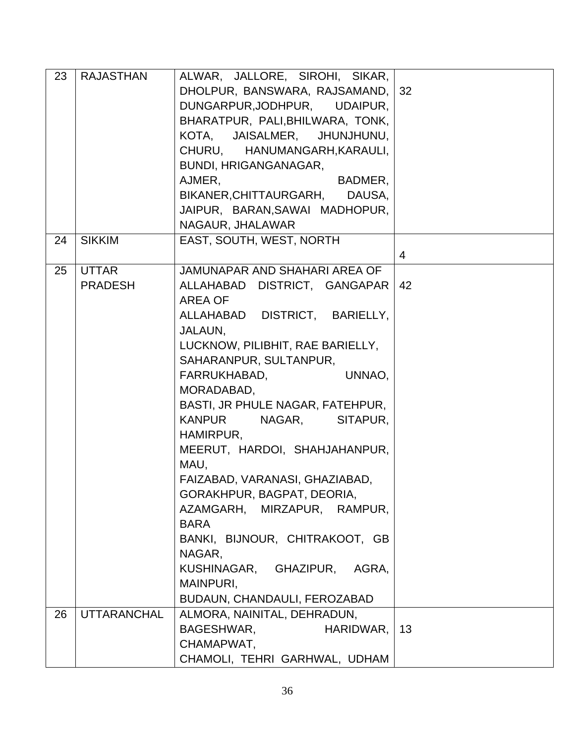| 23 | RAJASTHAN | ALWAR, JALLORE, SIROHI, SIKAR, DHOLPUR, BANSWARA, RAJSAMAND, DUNGARPUR,JODHPUR, UDAIPUR, BHARATPUR, PALI,BHILWARA, TONK, KOTA, JAISALMER, JHUNJHUNU, CHURU, HANUMANGARH,KARAULI, BUNDI, HRIGANGANAGAR, AJMER, BADMER, BIKANER,CHITTAURGARH, DAUSA, JAIPUR, BARAN,SAWAI MADHOPUR, NAGAUR, JHALAWAR | 32 |
|---|---|---|---|
| 24 | SIKKIM | EAST, SOUTH, WEST, NORTH | 4 |
| 25 | UTTAR PRADESH | JAMUNAPAR AND SHAHARI AREA OF ALLAHABAD DISTRICT, GANGAPAR AREA OF ALLAHABAD DISTRICT, BARIELLY, JALAUN, LUCKNOW, PILIBHIT, RAE BARIELLY, SAHARANPUR, SULTANPUR, FARRUKHABAD, UNNAO, MORADABAD, BASTI, JR PHULE NAGAR, FATEHPUR, KANPUR NAGAR, SITAPUR, HAMIRPUR, MEERUT, HARDOI, SHAHJAHANPUR, MAU, FAIZABAD, VARANASI, GHAZIABAD, GORAKHPUR, BAGPAT, DEORIA, AZAMGARH, MIRZAPUR, RAMPUR, BARA BANKI, BIJNOUR, CHITRAKOOT, GB NAGAR, KUSHINAGAR, GHAZIPUR, AGRA, MAINPURI, BUDAUN, CHANDAULI, FEROZABAD | 42 |
| 26 | UTTARANCHAL | ALMORA, NAINITAL, DEHRADUN, BAGESHWAR, HARIDWAR, CHAMAPWAT, CHAMOLI, TEHRI GARHWAL, UDHAM | 13 |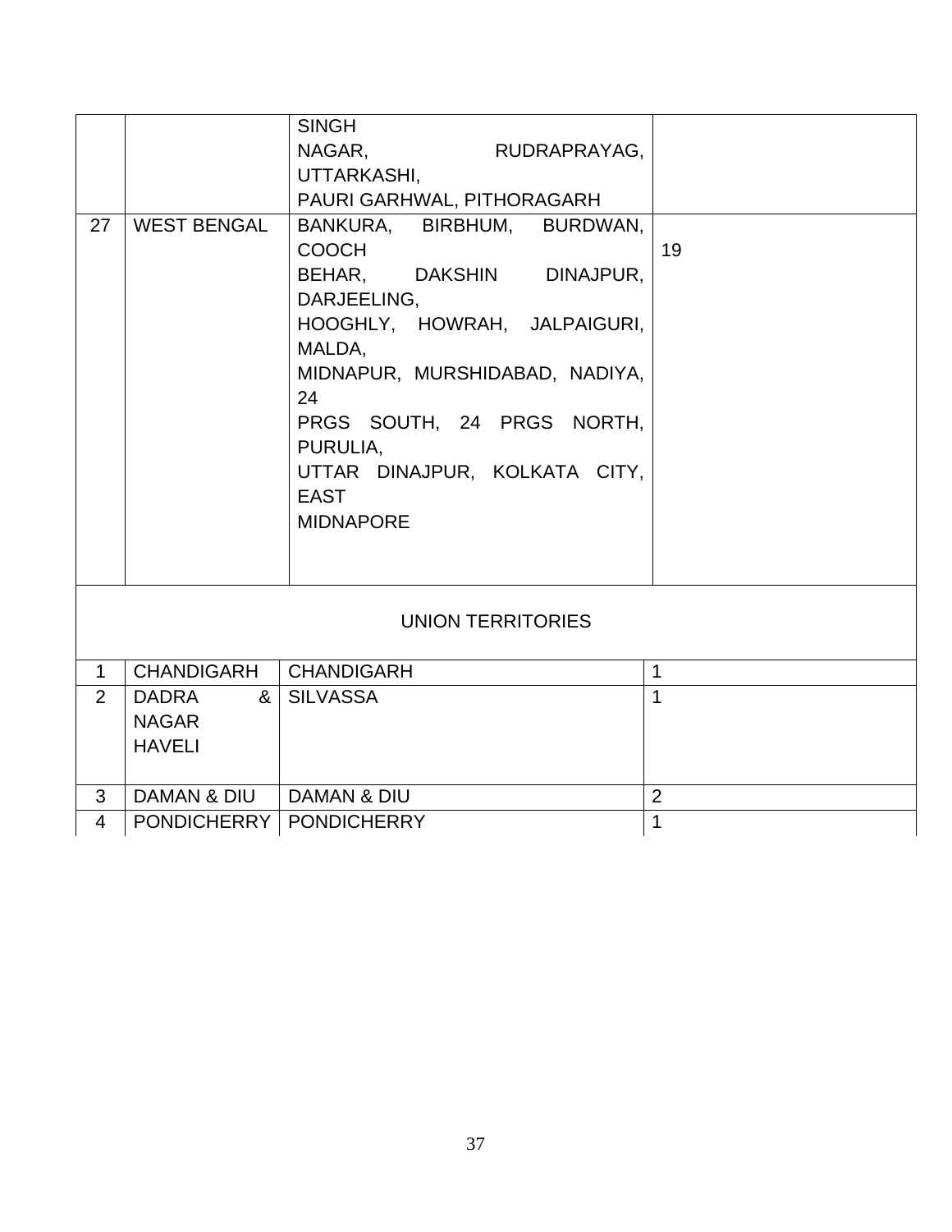| | | | |
|---|---|---|---|
| | | SINGH NAGAR, RUDRAPRAYAG, UTTARKASHI, PAURI GARHWAL, PITHORAGARH | |
| 27 | WEST BENGAL | BANKURA, BIRBHUM, BURDWAN, COOCH BEHAR, DAKSHIN DINAJPUR, DARJEELING, HOOGHLY, HOWRAH, JALPAIGURI, MALDA, MIDNAPUR, MURSHIDABAD, NADIYA, 24 PRGS SOUTH, 24 PRGS NORTH, PURULIA, UTTAR DINAJPUR, KOLKATA CITY, EAST MIDNAPORE | 19 |
| | | UNION TERRITORIES | |
| 1 | CHANDIGARH | CHANDIGARH | 1 |
| 2 | DADRA & NAGAR HAVELI | SILVASSA | 1 |
| 3 | DAMAN & DIU | DAMAN & DIU | 2 |
| 4 | PONDICHERRY | PONDICHERRY | 1 |